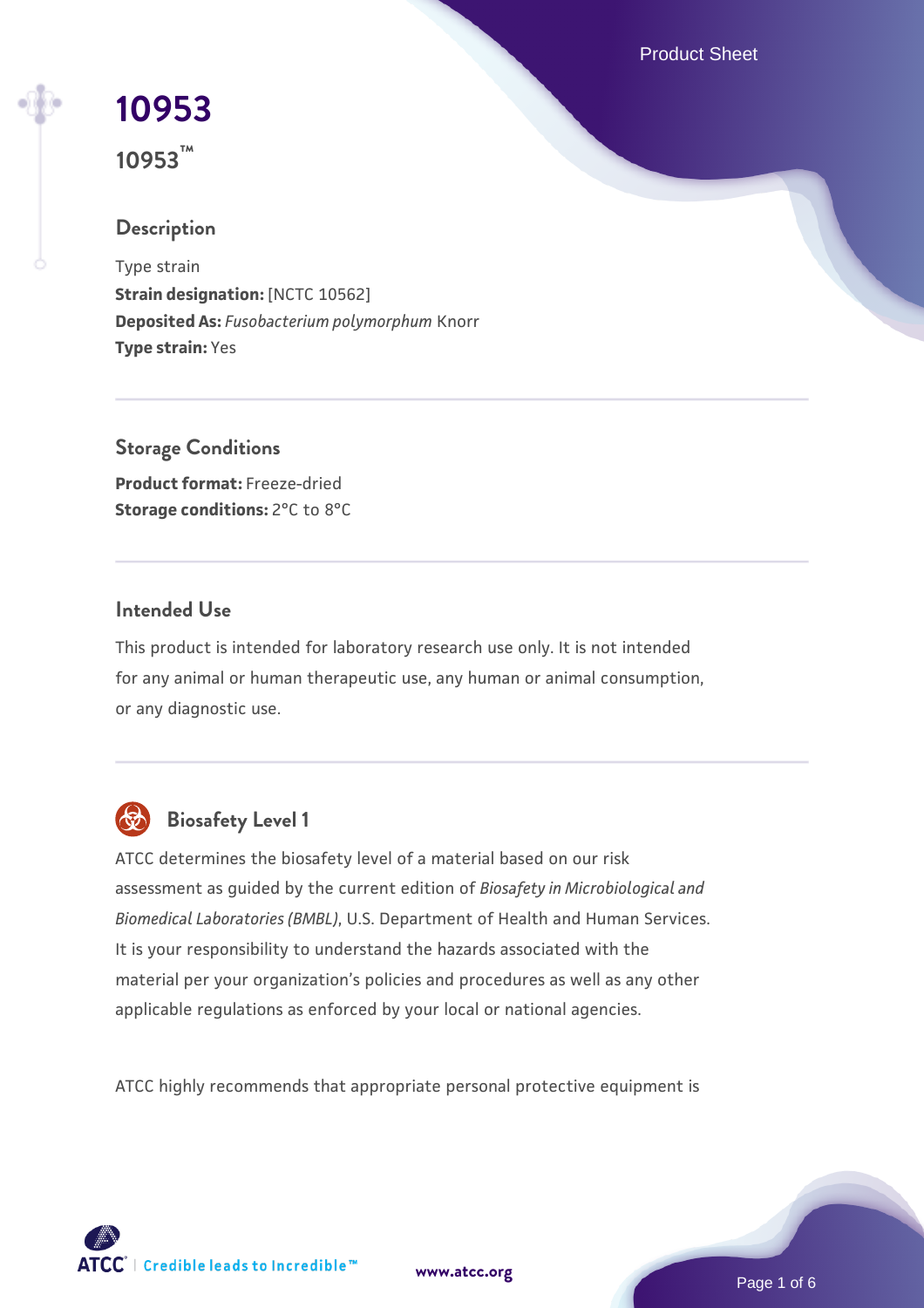# 10953

## 10953™

## Description

Type strain
**Strain designation:** [NCTC 10562]
**Deposited As:** *Fusobacterium polymorphum* Knorr
**Type strain:** Yes

## Storage Conditions

**Product format:** Freeze-dried
**Storage conditions:** 2°C to 8°C

## Intended Use

This product is intended for laboratory research use only. It is not intended for any animal or human therapeutic use, any human or animal consumption, or any diagnostic use.

## Biosafety Level 1

ATCC determines the biosafety level of a material based on our risk assessment as guided by the current edition of *Biosafety in Microbiological and Biomedical Laboratories (BMBL)*, U.S. Department of Health and Human Services. It is your responsibility to understand the hazards associated with the material per your organization's policies and procedures as well as any other applicable regulations as enforced by your local or national agencies.

ATCC highly recommends that appropriate personal protective equipment is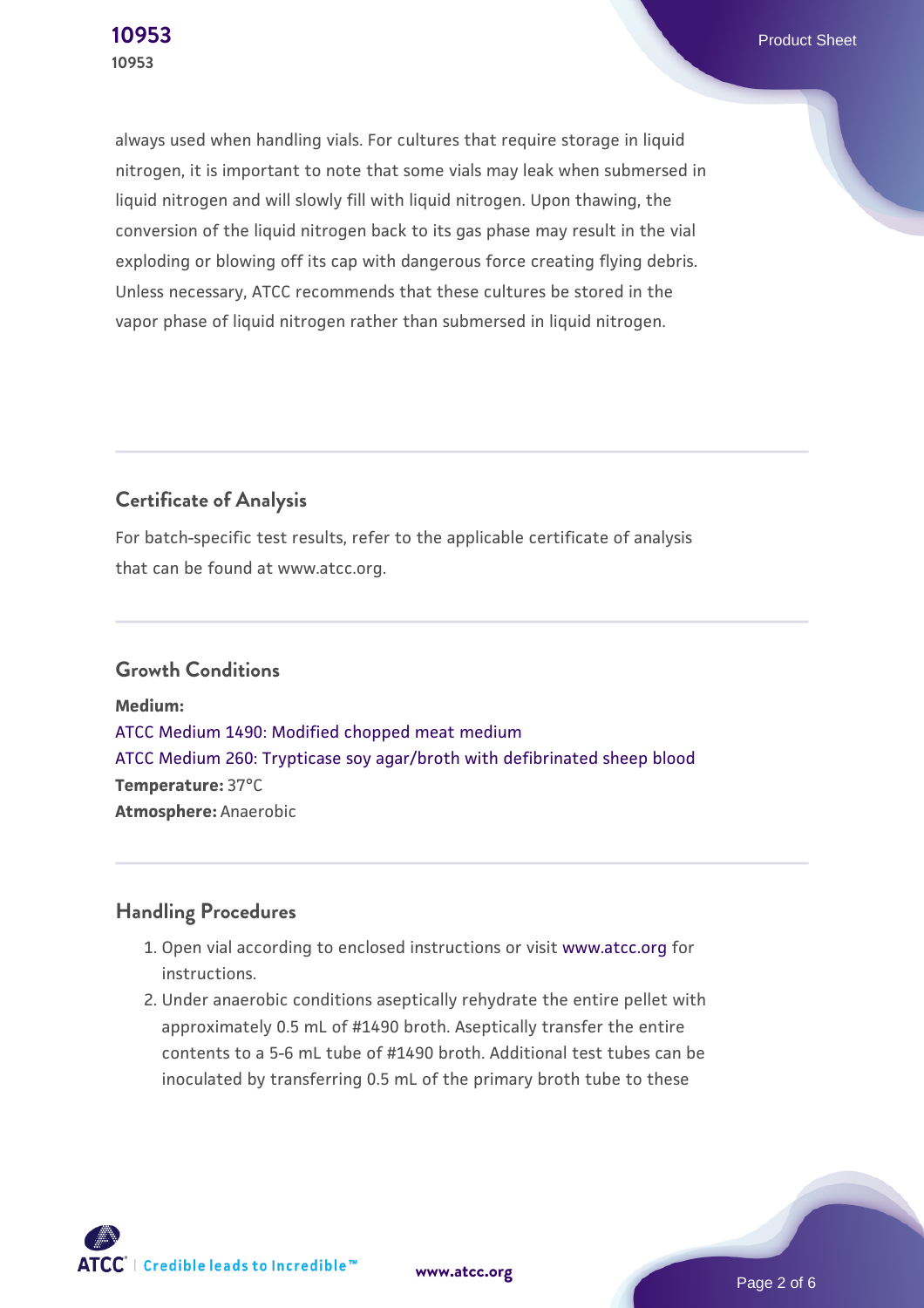always used when handling vials. For cultures that require storage in liquid nitrogen, it is important to note that some vials may leak when submersed in liquid nitrogen and will slowly fill with liquid nitrogen. Upon thawing, the conversion of the liquid nitrogen back to its gas phase may result in the vial exploding or blowing off its cap with dangerous force creating flying debris. Unless necessary, ATCC recommends that these cultures be stored in the vapor phase of liquid nitrogen rather than submersed in liquid nitrogen.

## Certificate of Analysis

For batch-specific test results, refer to the applicable certificate of analysis that can be found at www.atcc.org.

## Growth Conditions

**Medium:**
ATCC Medium 1490: Modified chopped meat medium
ATCC Medium 260: Trypticase soy agar/broth with defibrinated sheep blood
**Temperature:** 37°C
**Atmosphere:** Anaerobic

## Handling Procedures

1. Open vial according to enclosed instructions or visit www.atcc.org for instructions.
2. Under anaerobic conditions aseptically rehydrate the entire pellet with approximately 0.5 mL of #1490 broth. Aseptically transfer the entire contents to a 5-6 mL tube of #1490 broth. Additional test tubes can be inoculated by transferring 0.5 mL of the primary broth tube to these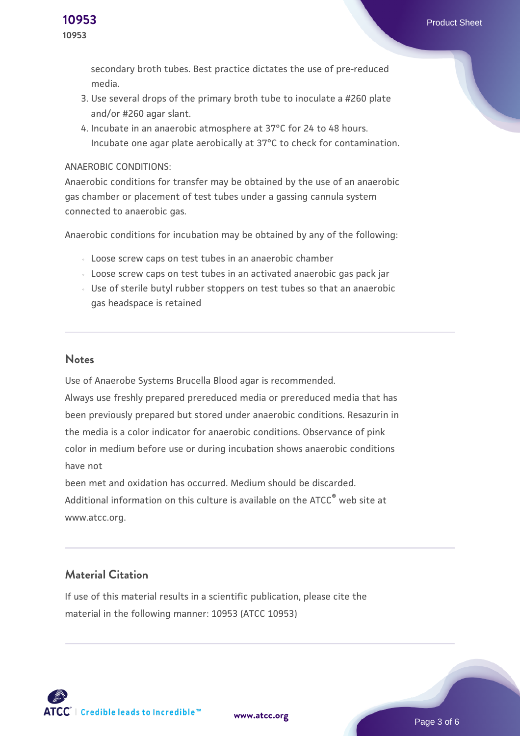secondary broth tubes. Best practice dictates the use of pre-reduced media.

3. Use several drops of the primary broth tube to inoculate a #260 plate and/or #260 agar slant.
4. Incubate in an anaerobic atmosphere at 37°C for 24 to 48 hours. Incubate one agar plate aerobically at 37°C to check for contamination.

ANAEROBIC CONDITIONS:

Anaerobic conditions for transfer may be obtained by the use of an anaerobic gas chamber or placement of test tubes under a gassing cannula system connected to anaerobic gas.

Anaerobic conditions for incubation may be obtained by any of the following:

- Loose screw caps on test tubes in an anaerobic chamber
- Loose screw caps on test tubes in an activated anaerobic gas pack jar
- Use of sterile butyl rubber stoppers on test tubes so that an anaerobic gas headspace is retained

## Notes

Use of Anaerobe Systems Brucella Blood agar is recommended.
Always use freshly prepared prereduced media or prereduced media that has been previously prepared but stored under anaerobic conditions. Resazurin in the media is a color indicator for anaerobic conditions. Observance of pink color in medium before use or during incubation shows anaerobic conditions have not
been met and oxidation has occurred. Medium should be discarded.
Additional information on this culture is available on the ATCC® web site at www.atcc.org.

## Material Citation

If use of this material results in a scientific publication, please cite the material in the following manner: 10953 (ATCC 10953)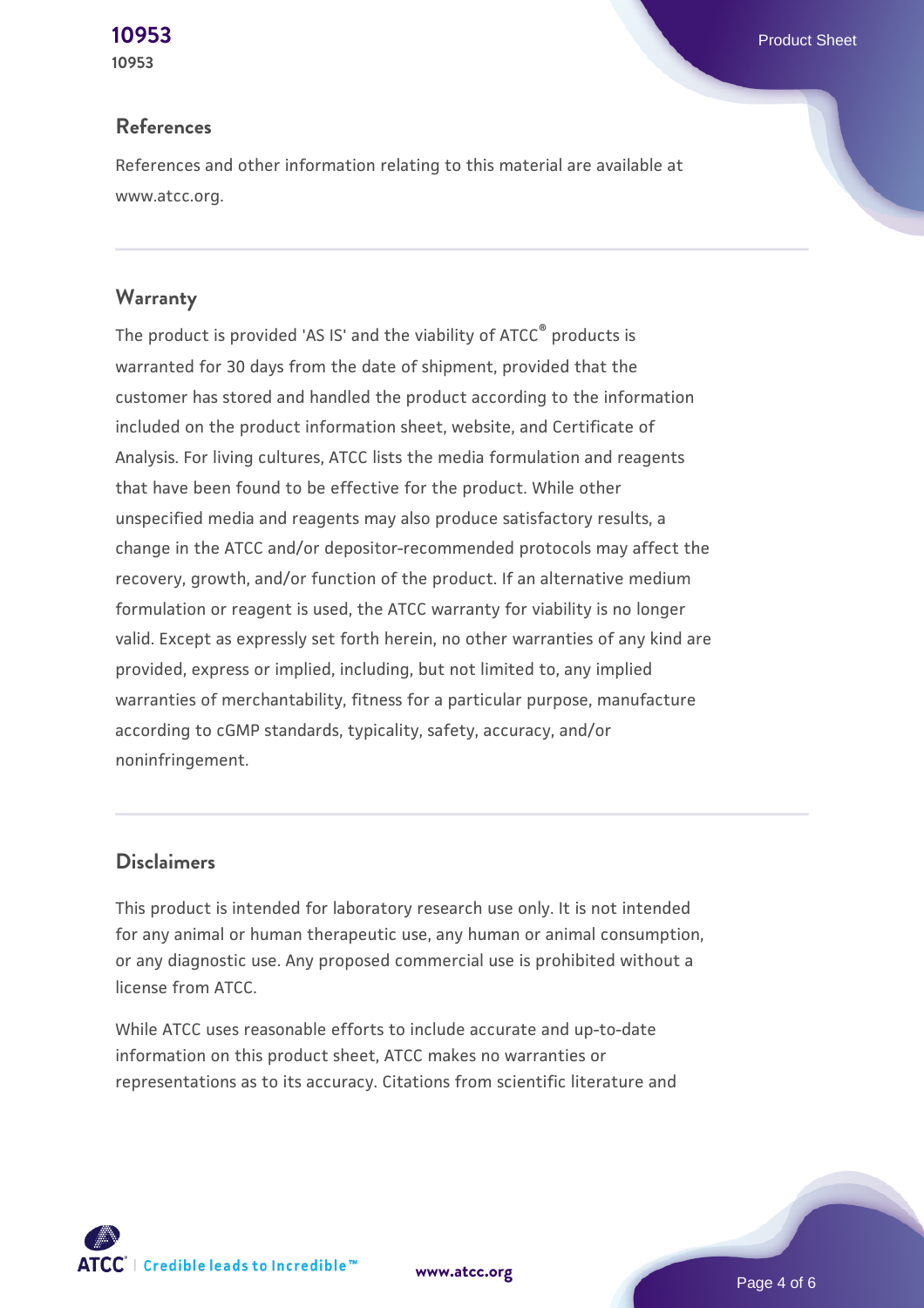## References

References and other information relating to this material are available at www.atcc.org.

## Warranty

The product is provided 'AS IS' and the viability of ATCC® products is warranted for 30 days from the date of shipment, provided that the customer has stored and handled the product according to the information included on the product information sheet, website, and Certificate of Analysis. For living cultures, ATCC lists the media formulation and reagents that have been found to be effective for the product. While other unspecified media and reagents may also produce satisfactory results, a change in the ATCC and/or depositor-recommended protocols may affect the recovery, growth, and/or function of the product. If an alternative medium formulation or reagent is used, the ATCC warranty for viability is no longer valid. Except as expressly set forth herein, no other warranties of any kind are provided, express or implied, including, but not limited to, any implied warranties of merchantability, fitness for a particular purpose, manufacture according to cGMP standards, typicality, safety, accuracy, and/or noninfringement.

## Disclaimers

This product is intended for laboratory research use only. It is not intended for any animal or human therapeutic use, any human or animal consumption, or any diagnostic use. Any proposed commercial use is prohibited without a license from ATCC.

While ATCC uses reasonable efforts to include accurate and up-to-date information on this product sheet, ATCC makes no warranties or representations as to its accuracy. Citations from scientific literature and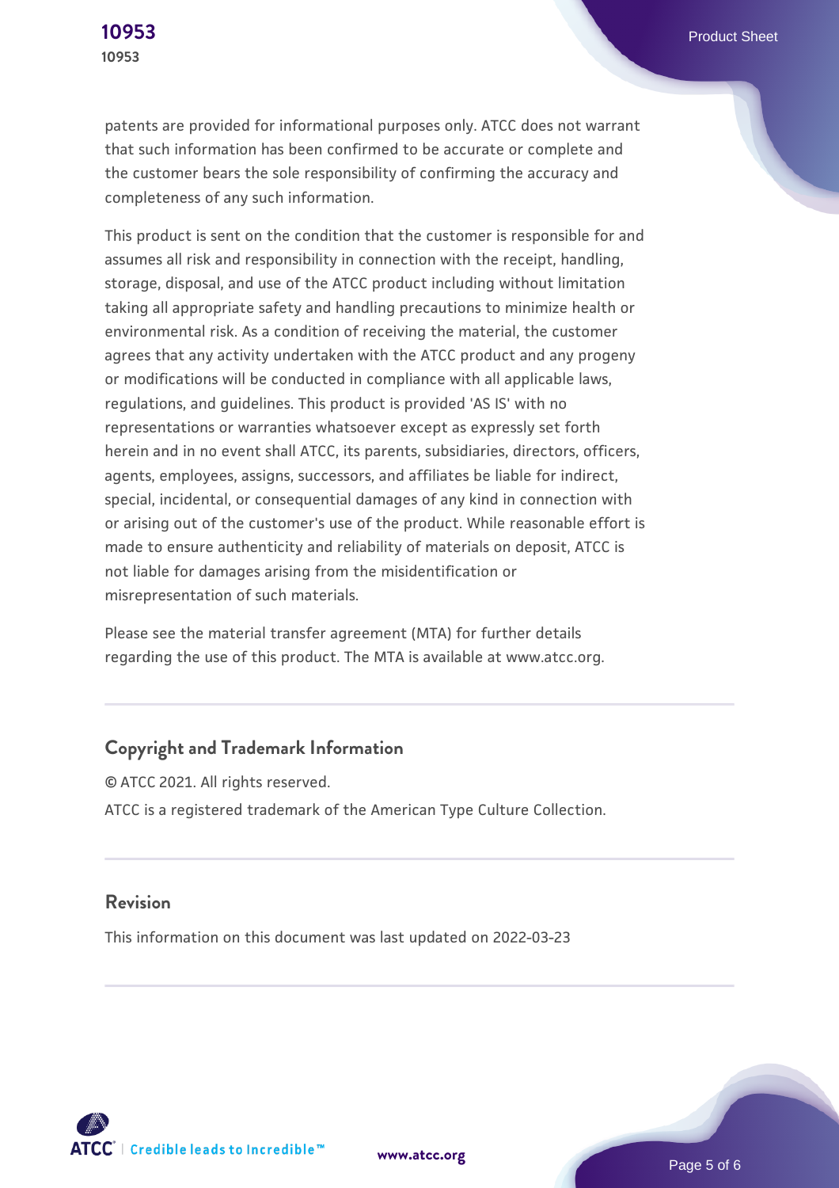patents are provided for informational purposes only. ATCC does not warrant that such information has been confirmed to be accurate or complete and the customer bears the sole responsibility of confirming the accuracy and completeness of any such information.

This product is sent on the condition that the customer is responsible for and assumes all risk and responsibility in connection with the receipt, handling, storage, disposal, and use of the ATCC product including without limitation taking all appropriate safety and handling precautions to minimize health or environmental risk. As a condition of receiving the material, the customer agrees that any activity undertaken with the ATCC product and any progeny or modifications will be conducted in compliance with all applicable laws, regulations, and guidelines. This product is provided 'AS IS' with no representations or warranties whatsoever except as expressly set forth herein and in no event shall ATCC, its parents, subsidiaries, directors, officers, agents, employees, assigns, successors, and affiliates be liable for indirect, special, incidental, or consequential damages of any kind in connection with or arising out of the customer's use of the product. While reasonable effort is made to ensure authenticity and reliability of materials on deposit, ATCC is not liable for damages arising from the misidentification or misrepresentation of such materials.

Please see the material transfer agreement (MTA) for further details regarding the use of this product. The MTA is available at www.atcc.org.

## Copyright and Trademark Information

© ATCC 2021. All rights reserved.

ATCC is a registered trademark of the American Type Culture Collection.

## Revision

This information on this document was last updated on 2022-03-23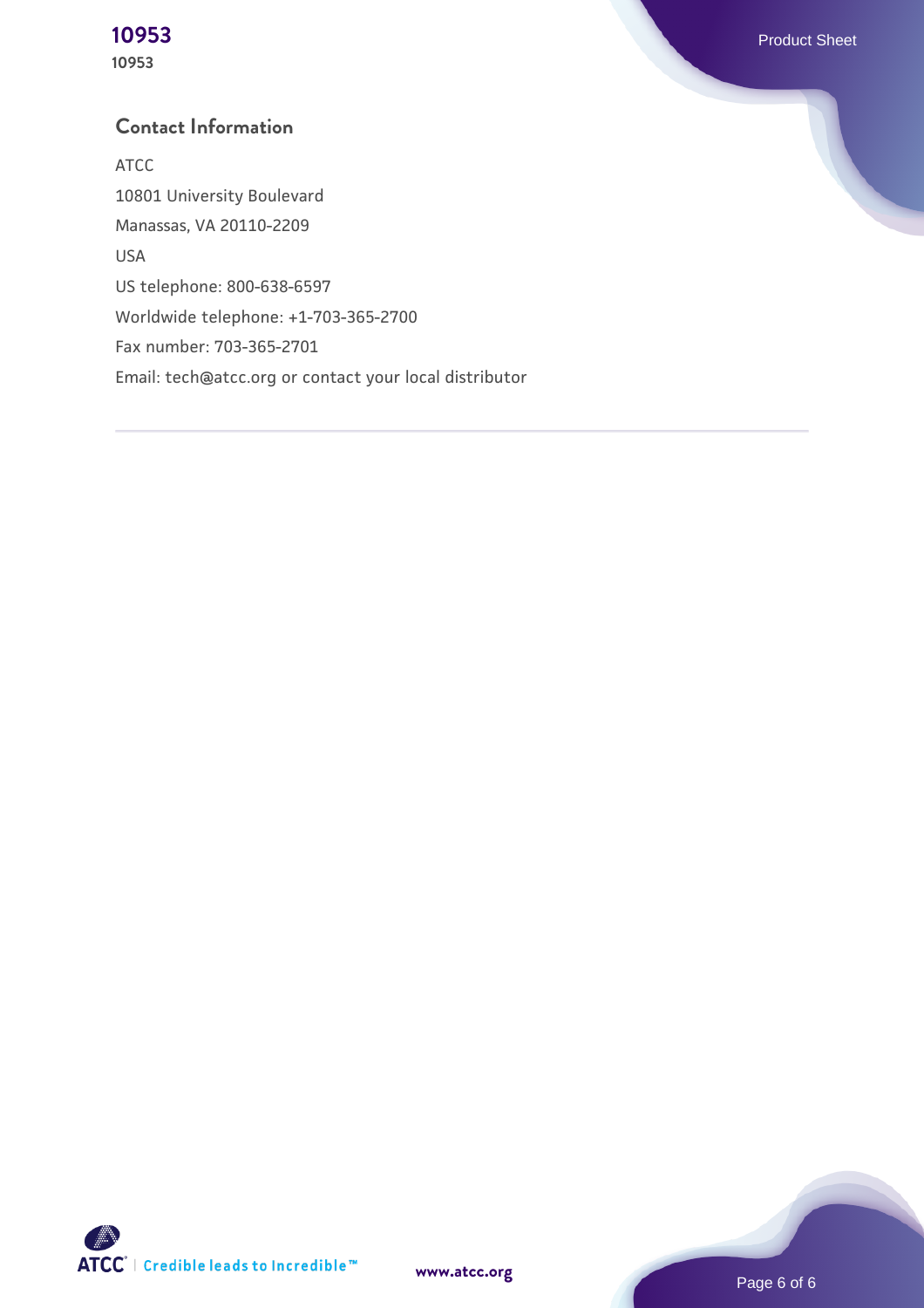## Contact Information

ATCC

10801 University Boulevard

Manassas, VA 20110-2209

USA

US telephone: 800-638-6597

Worldwide telephone: +1-703-365-2700

Fax number: 703-365-2701

Email: tech@atcc.org or contact your local distributor